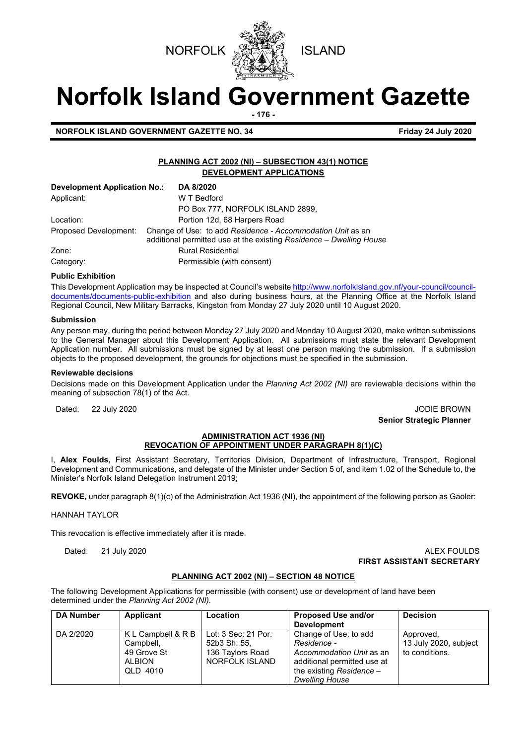NORFOLK ISLAND

# Norfolk Island Government Gazette

**NORFOLK ISLAND GOVERNMENT GAZETTE NO. 34** **Friday 24 July 2020**

## PLANNING ACT 2002 (NI) – SUBSECTION 43(1) NOTICE
## DEVELOPMENT APPLICATIONS

**Development Application No.:** **DA 8/2020**

Applicant: W T Bedford
PO Box 777, NORFOLK ISLAND 2899,

Location: Portion 12d, 68 Harpers Road

Proposed Development: Change of Use: to add *Residence - Accommodation Unit* as an additional permitted use at the existing *Residence – Dwelling House*

Zone: Rural Residential

Category: Permissible (with consent)

**Public Exhibition**

This Development Application may be inspected at Council's website http://www.norfolkisland.gov.nf/your-council/council-documents/documents-public-exhibition and also during business hours, at the Planning Office at the Norfolk Island Regional Council, New Military Barracks, Kingston from Monday 27 July 2020 until 10 August 2020.

**Submission**

Any person may, during the period between Monday 27 July 2020 and Monday 10 August 2020, make written submissions to the General Manager about this Development Application. All submissions must state the relevant Development Application number. All submissions must be signed by at least one person making the submission. If a submission objects to the proposed development, the grounds for objections must be specified in the submission.

**Reviewable decisions**

Decisions made on this Development Application under the *Planning Act 2002 (NI)* are reviewable decisions within the meaning of subsection 78(1) of the Act.

Dated: 22 July 2020

JODIE BROWN
**Senior Strategic Planner**

## ADMINISTRATION ACT 1936 (NI)
## REVOCATION OF APPOINTMENT UNDER PARAGRAPH 8(1)(C)

I, **Alex Foulds,** First Assistant Secretary, Territories Division, Department of Infrastructure, Transport, Regional Development and Communications, and delegate of the Minister under Section 5 of, and item 1.02 of the Schedule to, the Minister's Norfolk Island Delegation Instrument 2019;

**REVOKE,** under paragraph 8(1)(c) of the Administration Act 1936 (NI), the appointment of the following person as Gaoler:

HANNAH TAYLOR

This revocation is effective immediately after it is made.

Dated: 21 July 2020

ALEX FOULDS
**FIRST ASSISTANT SECRETARY**

## PLANNING ACT 2002 (NI) – SECTION 48 NOTICE

The following Development Applications for permissible (with consent) use or development of land have been determined under the *Planning Act 2002 (NI).*

| DA Number | Applicant | Location | Proposed Use and/or Development | Decision |
|---|---|---|---|---|
| DA 2/2020 | K L Campbell & R B Campbell, 49 Grove St ALBION QLD 4010 | Lot: 3 Sec: 21 Por: 52b3 Sh: 55, 136 Taylors Road NORFOLK ISLAND | Change of Use: to add *Residence - Accommodation Unit* as an additional permitted use at the existing *Residence – Dwelling House* | Approved, 13 July 2020, subject to conditions. |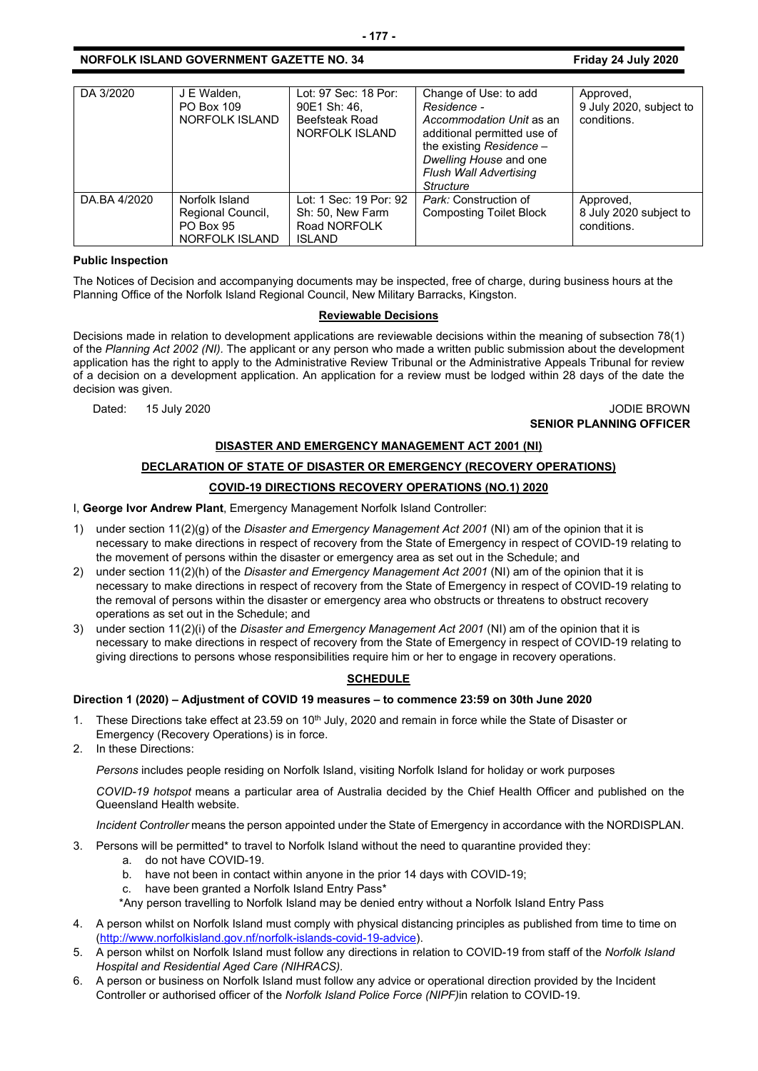| DA 3/2020 | J E Walden, PO Box 109 NORFOLK ISLAND | Lot: 97 Sec: 18 Por: 90E1 Sh: 46, Beefsteak Road NORFOLK ISLAND | Change of Use: to add *Residence - Accommodation Unit* as an additional permitted use of the existing *Residence – Dwelling House* and one *Flush Wall Advertising Structure* | Approved, 9 July 2020, subject to conditions. |
|---|---|---|---|---|
| DA.BA 4/2020 | Norfolk Island Regional Council, PO Box 95 NORFOLK ISLAND | Lot: 1 Sec: 19 Por: 92 Sh: 50, New Farm Road NORFOLK ISLAND | *Park:* Construction of Composting Toilet Block | Approved, 8 July 2020 subject to conditions. |

**Public Inspection**

The Notices of Decision and accompanying documents may be inspected, free of charge, during business hours at the Planning Office of the Norfolk Island Regional Council, New Military Barracks, Kingston.

**Reviewable Decisions**

Decisions made in relation to development applications are reviewable decisions within the meaning of subsection 78(1) of the *Planning Act 2002 (NI).* The applicant or any person who made a written public submission about the development application has the right to apply to the Administrative Review Tribunal or the Administrative Appeals Tribunal for review of a decision on a development application. An application for a review must be lodged within 28 days of the date the decision was given.

Dated: 15 July 2020

JODIE BROWN
**SENIOR PLANNING OFFICER**

**DISASTER AND EMERGENCY MANAGEMENT ACT 2001 (NI)**

**DECLARATION OF STATE OF DISASTER OR EMERGENCY (RECOVERY OPERATIONS)**

**COVID-19 DIRECTIONS RECOVERY OPERATIONS (NO.1) 2020**

I, **George Ivor Andrew Plant**, Emergency Management Norfolk Island Controller:

1) under section 11(2)(g) of the *Disaster and Emergency Management Act 2001* (NI) am of the opinion that it is necessary to make directions in respect of recovery from the State of Emergency in respect of COVID-19 relating to the movement of persons within the disaster or emergency area as set out in the Schedule; and
2) under section 11(2)(h) of the *Disaster and Emergency Management Act 2001* (NI) am of the opinion that it is necessary to make directions in respect of recovery from the State of Emergency in respect of COVID-19 relating to the removal of persons within the disaster or emergency area who obstructs or threatens to obstruct recovery operations as set out in the Schedule; and
3) under section 11(2)(i) of the *Disaster and Emergency Management Act 2001* (NI) am of the opinion that it is necessary to make directions in respect of recovery from the State of Emergency in respect of COVID-19 relating to giving directions to persons whose responsibilities require him or her to engage in recovery operations.

**SCHEDULE**

**Direction 1 (2020) – Adjustment of COVID 19 measures – to commence 23:59 on 30th June 2020**

1. These Directions take effect at 23.59 on 10th July, 2020 and remain in force while the State of Disaster or Emergency (Recovery Operations) is in force.
2. In these Directions:

   *Persons* includes people residing on Norfolk Island, visiting Norfolk Island for holiday or work purposes

   *COVID-19 hotspot* means a particular area of Australia decided by the Chief Health Officer and published on the Queensland Health website.

   *Incident Controller* means the person appointed under the State of Emergency in accordance with the NORDISPLAN.

3. Persons will be permitted* to travel to Norfolk Island without the need to quarantine provided they:
   a. do not have COVID-19.
   b. have not been in contact within anyone in the prior 14 days with COVID-19;
   c. have been granted a Norfolk Island Entry Pass*

   *Any person travelling to Norfolk Island may be denied entry without a Norfolk Island Entry Pass

4. A person whilst on Norfolk Island must comply with physical distancing principles as published from time to time on (http://www.norfolkisland.gov.nf/norfolk-islands-covid-19-advice).
5. A person whilst on Norfolk Island must follow any directions in relation to COVID-19 from staff of the *Norfolk Island Hospital and Residential Aged Care (NIHRACS).*
6. A person or business on Norfolk Island must follow any advice or operational direction provided by the Incident Controller or authorised officer of the *Norfolk Island Police Force (NIPF)*in relation to COVID-19.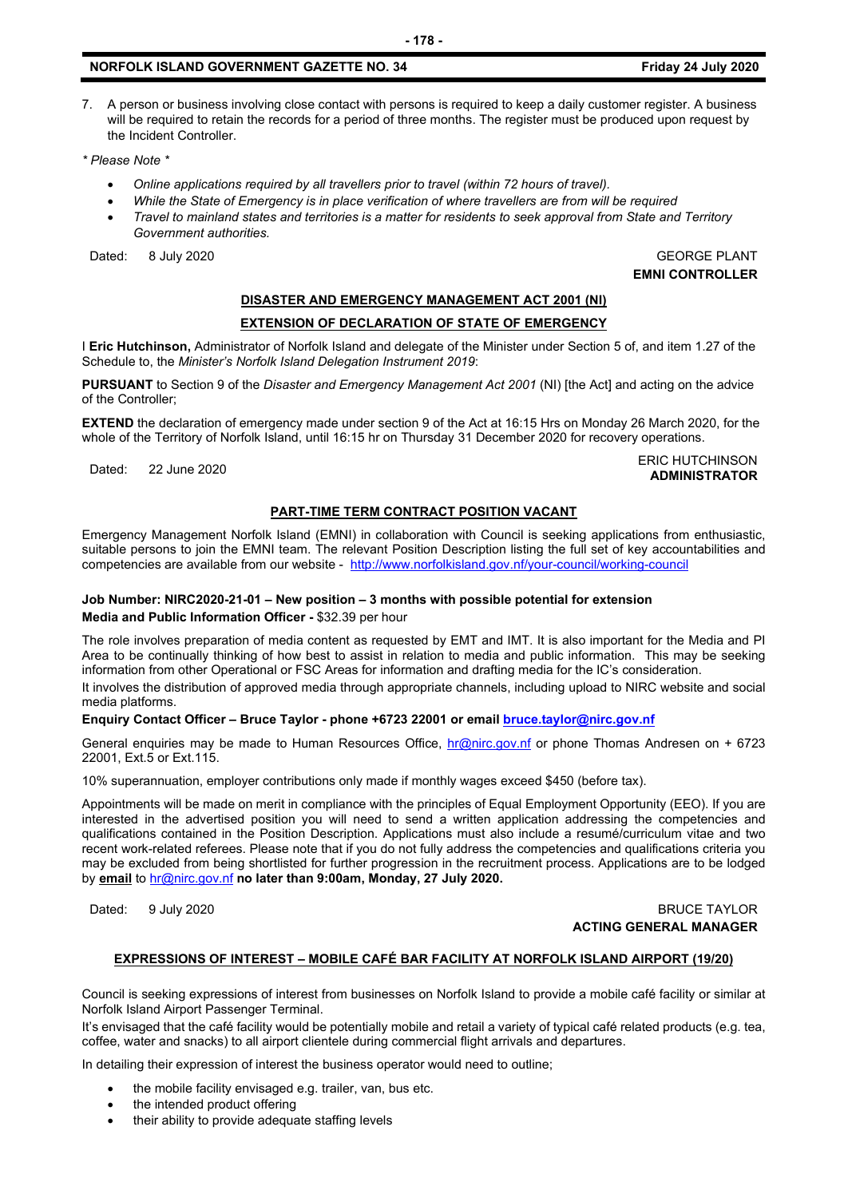7. A person or business involving close contact with persons is required to keep a daily customer register. A business will be required to retain the records for a period of three months. The register must be produced upon request by the Incident Controller.

*\* Please Note \**

- *Online applications required by all travellers prior to travel (within 72 hours of travel).*
- *While the State of Emergency is in place verification of where travellers are from will be required*
- *Travel to mainland states and territories is a matter for residents to seek approval from State and Territory Government authorities.*

Dated: 8 July 2020

GEORGE PLANT
**EMNI CONTROLLER**

**DISASTER AND EMERGENCY MANAGEMENT ACT 2001 (NI)**

**EXTENSION OF DECLARATION OF STATE OF EMERGENCY**

I **Eric Hutchinson,** Administrator of Norfolk Island and delegate of the Minister under Section 5 of, and item 1.27 of the Schedule to, the *Minister's Norfolk Island Delegation Instrument 2019*:

**PURSUANT** to Section 9 of the *Disaster and Emergency Management Act 2001* (NI) [the Act] and acting on the advice of the Controller;

**EXTEND** the declaration of emergency made under section 9 of the Act at 16:15 Hrs on Monday 26 March 2020, for the whole of the Territory of Norfolk Island, until 16:15 hr on Thursday 31 December 2020 for recovery operations.

Dated: 22 June 2020

ERIC HUTCHINSON
**ADMINISTRATOR**

**PART-TIME TERM CONTRACT POSITION VACANT**

Emergency Management Norfolk Island (EMNI) in collaboration with Council is seeking applications from enthusiastic, suitable persons to join the EMNI team. The relevant Position Description listing the full set of key accountabilities and competencies are available from our website - http://www.norfolkisland.gov.nf/your-council/working-council

**Job Number: NIRC2020-21-01 – New position – 3 months with possible potential for extension**
**Media and Public Information Officer -** $32.39 per hour

The role involves preparation of media content as requested by EMT and IMT. It is also important for the Media and PI Area to be continually thinking of how best to assist in relation to media and public information. This may be seeking information from other Operational or FSC Areas for information and drafting media for the IC's consideration.

It involves the distribution of approved media through appropriate channels, including upload to NIRC website and social media platforms.

**Enquiry Contact Officer – Bruce Taylor - phone +6723 22001 or email bruce.taylor@nirc.gov.nf**

General enquiries may be made to Human Resources Office, hr@nirc.gov.nf or phone Thomas Andresen on + 6723 22001, Ext.5 or Ext.115.

10% superannuation, employer contributions only made if monthly wages exceed $450 (before tax).

Appointments will be made on merit in compliance with the principles of Equal Employment Opportunity (EEO). If you are interested in the advertised position you will need to send a written application addressing the competencies and qualifications contained in the Position Description. Applications must also include a resumé/curriculum vitae and two recent work-related referees. Please note that if you do not fully address the competencies and qualifications criteria you may be excluded from being shortlisted for further progression in the recruitment process. Applications are to be lodged by **email** to hr@nirc.gov.nf **no later than 9:00am, Monday, 27 July 2020.**

Dated: 9 July 2020

BRUCE TAYLOR
**ACTING GENERAL MANAGER**

**EXPRESSIONS OF INTEREST – MOBILE CAFÉ BAR FACILITY AT NORFOLK ISLAND AIRPORT (19/20)**

Council is seeking expressions of interest from businesses on Norfolk Island to provide a mobile café facility or similar at Norfolk Island Airport Passenger Terminal.

It's envisaged that the café facility would be potentially mobile and retail a variety of typical café related products (e.g. tea, coffee, water and snacks) to all airport clientele during commercial flight arrivals and departures.

In detailing their expression of interest the business operator would need to outline;

- the mobile facility envisaged e.g. trailer, van, bus etc.
- the intended product offering
- their ability to provide adequate staffing levels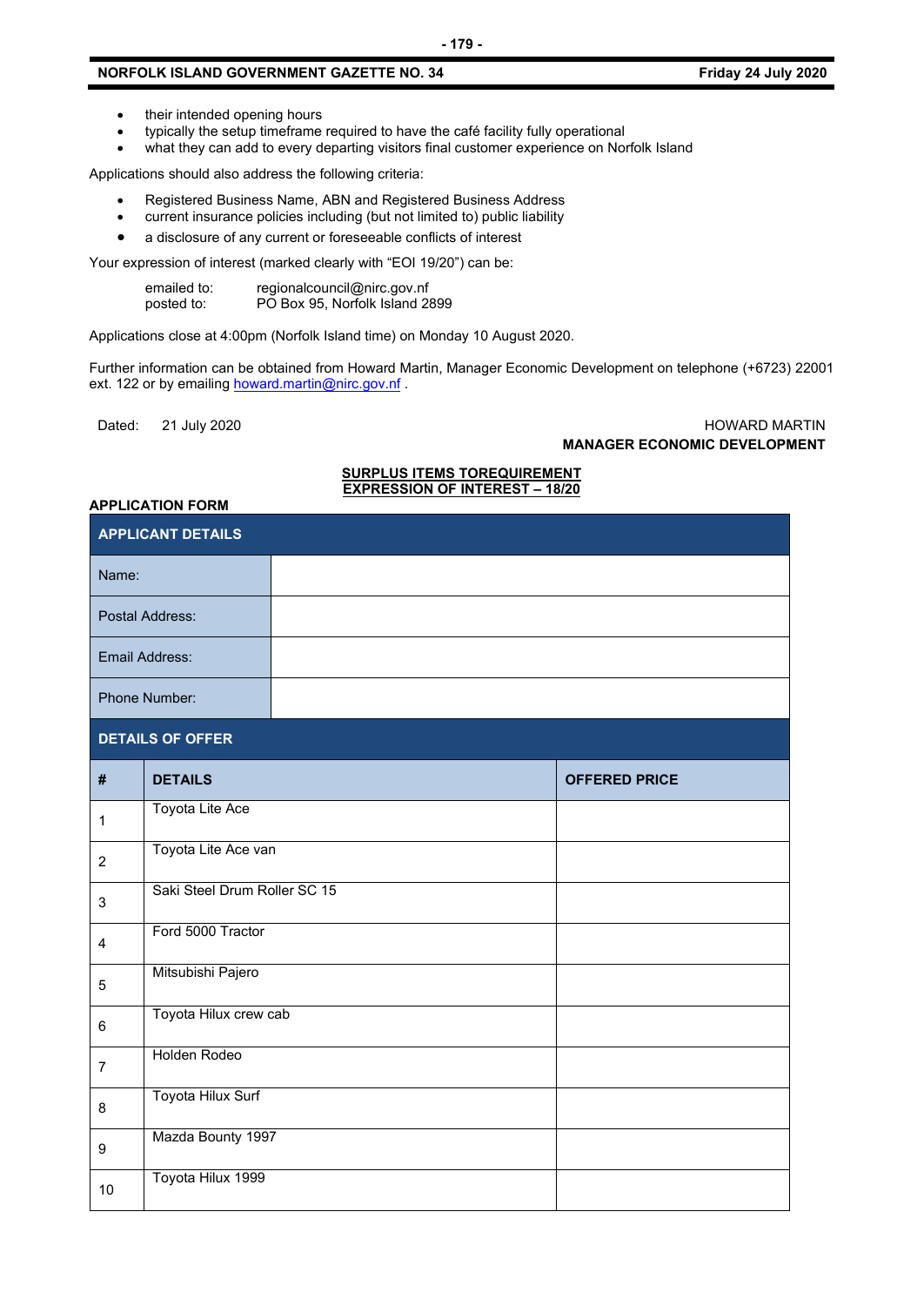- their intended opening hours
- typically the setup timeframe required to have the café facility fully operational
- what they can add to every departing visitors final customer experience on Norfolk Island

Applications should also address the following criteria:

- Registered Business Name, ABN and Registered Business Address
- current insurance policies including (but not limited to) public liability
- a disclosure of any current or foreseeable conflicts of interest

Your expression of interest (marked clearly with "EOI 19/20") can be:

emailed to: regionalcouncil@nirc.gov.nf
posted to: PO Box 95, Norfolk Island 2899

Applications close at 4:00pm (Norfolk Island time) on Monday 10 August 2020.

Further information can be obtained from Howard Martin, Manager Economic Development on telephone (+6723) 22001 ext. 122 or by emailing howard.martin@nirc.gov.nf .

Dated: 21 July 2020

HOWARD MARTIN
**MANAGER ECONOMIC DEVELOPMENT**

**SURPLUS ITEMS TOREQUIREMENT**
**EXPRESSION OF INTEREST – 18/20**

**APPLICATION FORM**

| **APPLICANT DETAILS** | |
|---|---|
| Name: | |
| Postal Address: | |
| Email Address: | |
| Phone Number: | |

**DETAILS OF OFFER**

| # | DETAILS | OFFERED PRICE |
|---|---|---|
| 1 | Toyota Lite Ace | |
| 2 | Toyota Lite Ace van | |
| 3 | Saki Steel Drum Roller SC 15 | |
| 4 | Ford 5000 Tractor | |
| 5 | Mitsubishi Pajero | |
| 6 | Toyota Hilux crew cab | |
| 7 | Holden Rodeo | |
| 8 | Toyota Hilux Surf | |
| 9 | Mazda Bounty 1997 | |
| 10 | Toyota Hilux 1999 | |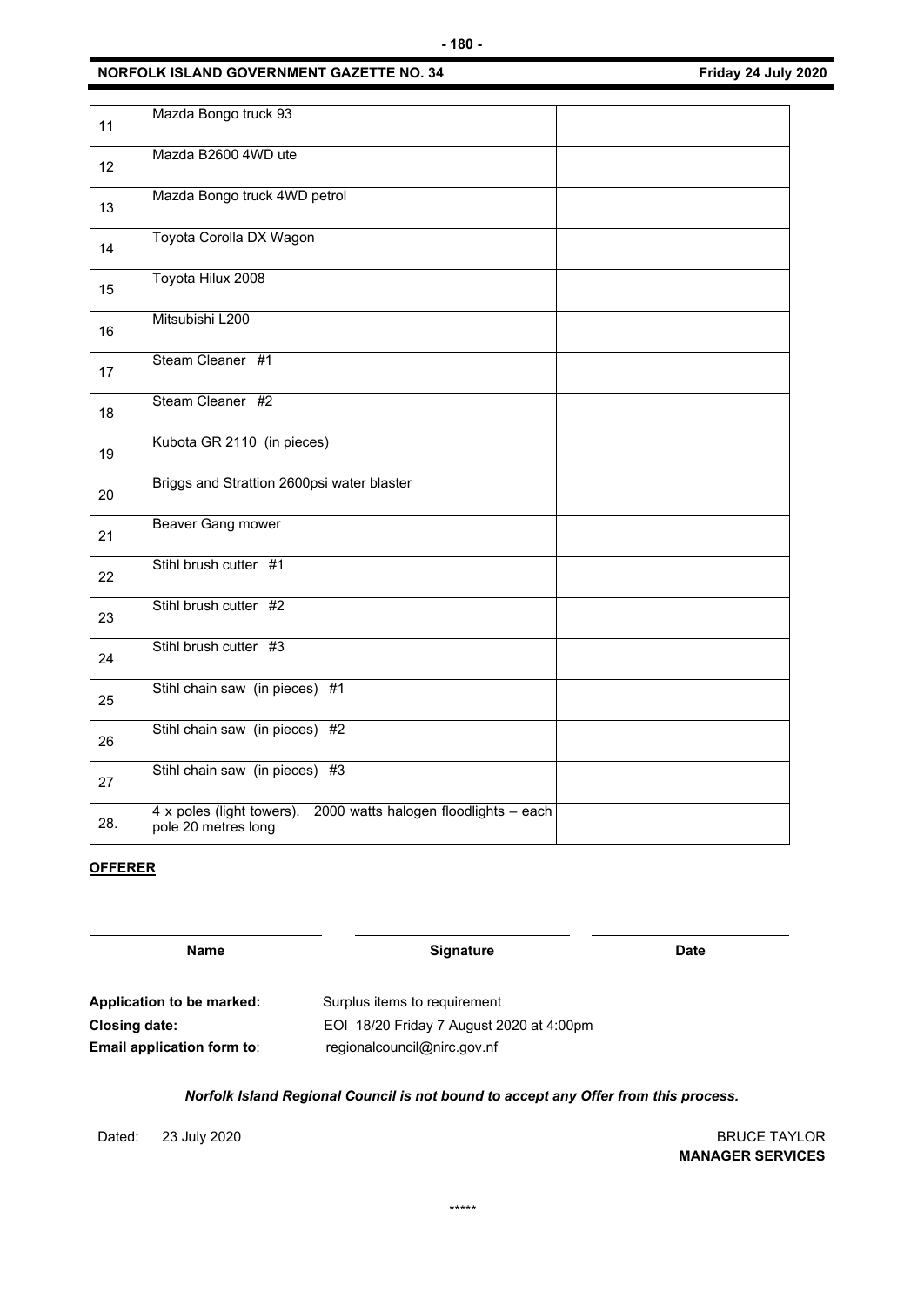| | | |
|---|---|---|
| 11 | Mazda Bongo truck 93 | |
| 12 | Mazda B2600 4WD ute | |
| 13 | Mazda Bongo truck 4WD petrol | |
| 14 | Toyota Corolla DX Wagon | |
| 15 | Toyota Hilux 2008 | |
| 16 | Mitsubishi L200 | |
| 17 | Steam Cleaner #1 | |
| 18 | Steam Cleaner #2 | |
| 19 | Kubota GR 2110 (in pieces) | |
| 20 | Briggs and Strattion 2600psi water blaster | |
| 21 | Beaver Gang mower | |
| 22 | Stihl brush cutter #1 | |
| 23 | Stihl brush cutter #2 | |
| 24 | Stihl brush cutter #3 | |
| 25 | Stihl chain saw (in pieces) #1 | |
| 26 | Stihl chain saw (in pieces) #2 | |
| 27 | Stihl chain saw (in pieces) #3 | |
| 28. | 4 x poles (light towers). 2000 watts halogen floodlights – each pole 20 metres long | |

**OFFERER**

| **Name** | **Signature** | **Date** |
|---|---|---|
| | | |

**Application to be marked:** Surplus items to requirement
**Closing date:** EOI 18/20 Friday 7 August 2020 at 4:00pm
**Email application form to**: regionalcouncil@nirc.gov.nf

***Norfolk Island Regional Council is not bound to accept any Offer from this process.***

Dated: 23 July 2020

BRUCE TAYLOR
**MANAGER SERVICES**

*****